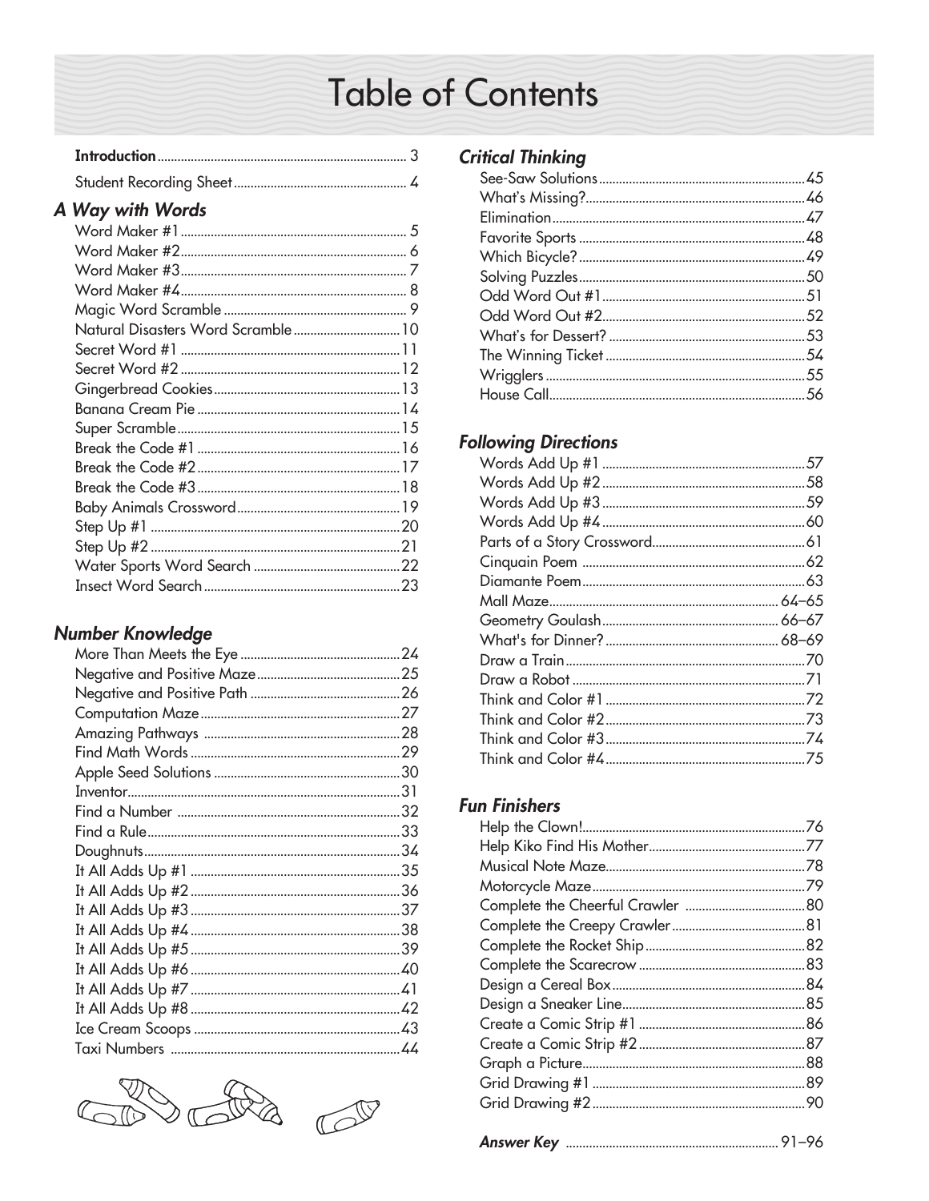# Table of Contents

**Introduction** ... 3

Student Recording Sheet ... 4

## *A Way with Words*

- Word Maker #1 ... 5
- Word Maker #2 ... 6
- Word Maker #3 ... 7
- Word Maker #4 ... 8
- Magic Word Scramble ... 9
- Natural Disasters Word Scramble ... 10
- Secret Word #1 ... 11
- Secret Word #2 ... 12
- Gingerbread Cookies ... 13
- Banana Cream Pie ... 14
- Super Scramble ... 15
- Break the Code #1 ... 16
- Break the Code #2 ... 17
- Break the Code #3 ... 18
- Baby Animals Crossword ... 19
- Step Up #1 ... 20
- Step Up #2 ... 21
- Water Sports Word Search ... 22
- Insect Word Search ... 23

## *Number Knowledge*

- More Than Meets the Eye ... 24
- Negative and Positive Maze ... 25
- Negative and Positive Path ... 26
- Computation Maze ... 27
- Amazing Pathways ... 28
- Find Math Words ... 29
- Apple Seed Solutions ... 30
- Inventor ... 31
- Find a Number ... 32
- Find a Rule ... 33
- Doughnuts ... 34
- It All Adds Up #1 ... 35
- It All Adds Up #2 ... 36
- It All Adds Up #3 ... 37
- It All Adds Up #4 ... 38
- It All Adds Up #5 ... 39
- It All Adds Up #6 ... 40
- It All Adds Up #7 ... 41
- It All Adds Up #8 ... 42
- Ice Cream Scoops ... 43
- Taxi Numbers ... 44

## *Critical Thinking*

- See-Saw Solutions ... 45
- What's Missing? ... 46
- Elimination ... 47
- Favorite Sports ... 48
- Which Bicycle? ... 49
- Solving Puzzles ... 50
- Odd Word Out #1 ... 51
- Odd Word Out #2 ... 52
- What's for Dessert? ... 53
- The Winning Ticket ... 54
- Wrigglers ... 55
- House Call ... 56

## *Following Directions*

- Words Add Up #1 ... 57
- Words Add Up #2 ... 58
- Words Add Up #3 ... 59
- Words Add Up #4 ... 60
- Parts of a Story Crossword ... 61
- Cinquain Poem ... 62
- Diamante Poem ... 63
- Mall Maze ... 64–65
- Geometry Goulash ... 66–67
- What's for Dinner? ... 68–69
- Draw a Train ... 70
- Draw a Robot ... 71
- Think and Color #1 ... 72
- Think and Color #2 ... 73
- Think and Color #3 ... 74
- Think and Color #4 ... 75

## *Fun Finishers*

- Help the Clown! ... 76
- Help Kiko Find His Mother ... 77
- Musical Note Maze ... 78
- Motorcycle Maze ... 79
- Complete the Cheerful Crawler ... 80
- Complete the Creepy Crawler ... 81
- Complete the Rocket Ship ... 82
- Complete the Scarecrow ... 83
- Design a Cereal Box ... 84
- Design a Sneaker Line ... 85
- Create a Comic Strip #1 ... 86
- Create a Comic Strip #2 ... 87
- Graph a Picture ... 88
- Grid Drawing #1 ... 89
- Grid Drawing #2 ... 90

***Answer Key*** ... 91–96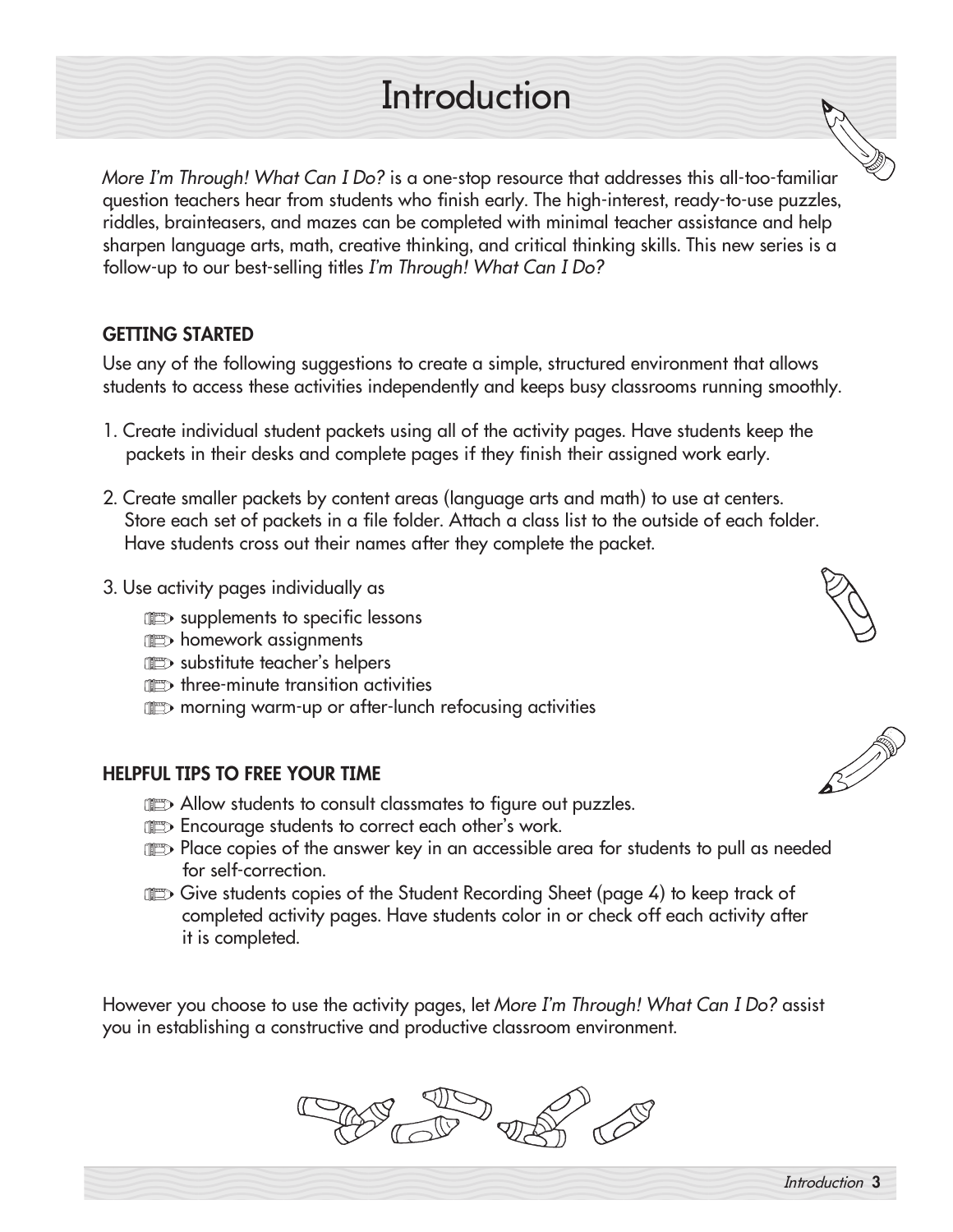# Introduction

*More I'm Through! What Can I Do?* is a one-stop resource that addresses this all-too-familiar question teachers hear from students who finish early. The high-interest, ready-to-use puzzles, riddles, brainteasers, and mazes can be completed with minimal teacher assistance and help sharpen language arts, math, creative thinking, and critical thinking skills. This new series is a follow-up to our best-selling titles *I'm Through! What Can I Do?*

## GETTING STARTED

Use any of the following suggestions to create a simple, structured environment that allows students to access these activities independently and keeps busy classrooms running smoothly.

1. Create individual student packets using all of the activity pages. Have students keep the packets in their desks and complete pages if they finish their assigned work early.

2. Create smaller packets by content areas (language arts and math) to use at centers. Store each set of packets in a file folder. Attach a class list to the outside of each folder. Have students cross out their names after they complete the packet.

3. Use activity pages individually as
   - supplements to specific lessons
   - homework assignments
   - substitute teacher's helpers
   - three-minute transition activities
   - morning warm-up or after-lunch refocusing activities

## HELPFUL TIPS TO FREE YOUR TIME

- Allow students to consult classmates to figure out puzzles.
- Encourage students to correct each other's work.
- Place copies of the answer key in an accessible area for students to pull as needed for self-correction.
- Give students copies of the Student Recording Sheet (page 4) to keep track of completed activity pages. Have students color in or check off each activity after it is completed.

However you choose to use the activity pages, let *More I'm Through! What Can I Do?* assist you in establishing a constructive and productive classroom environment.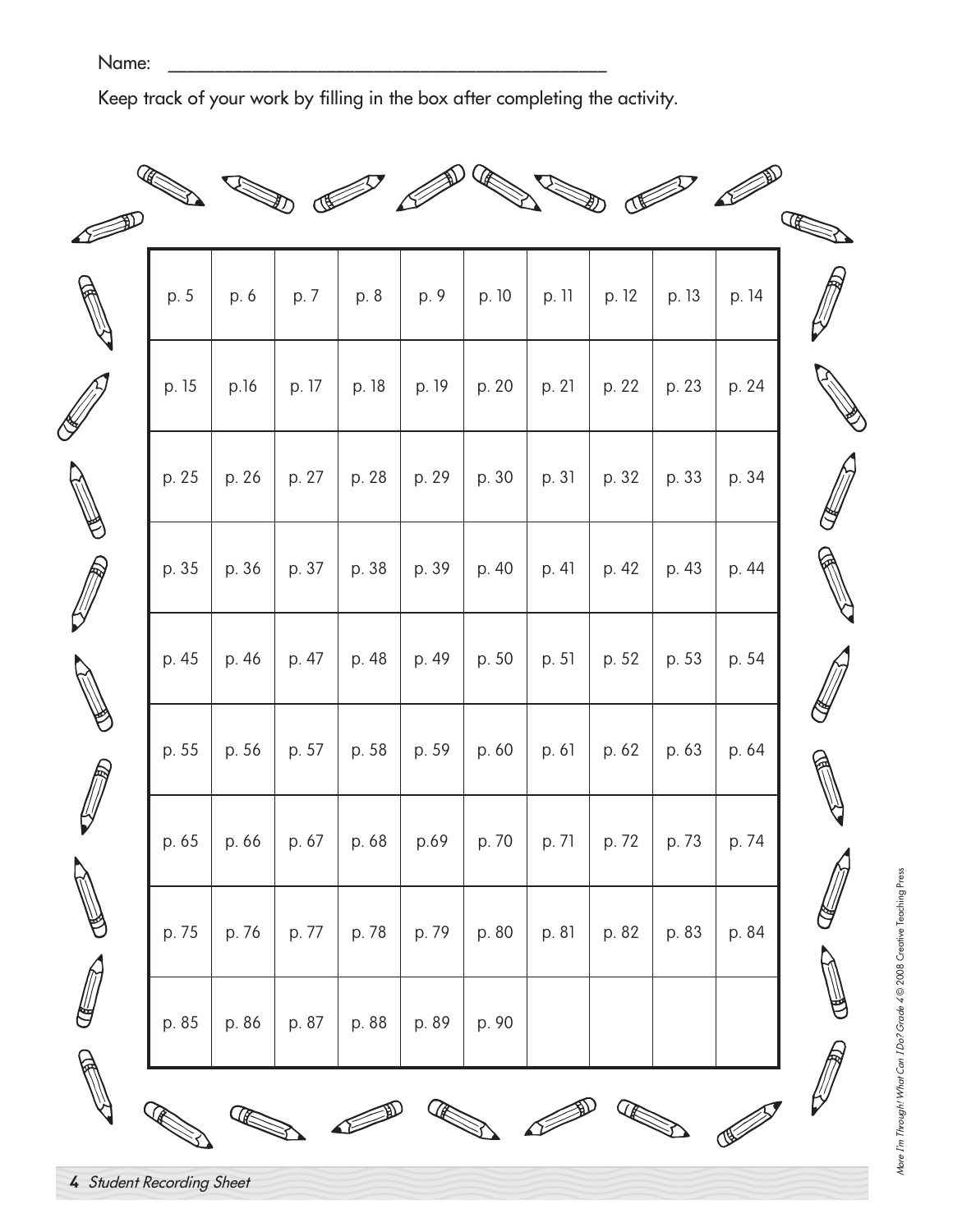Name: ___________________________________________

Keep track of your work by filling in the box after completing the activity.

| | | | | | | | | | |
|---|---|---|---|---|---|---|---|---|---|
| p. 5 | p. 6 | p. 7 | p. 8 | p. 9 | p. 10 | p. 11 | p. 12 | p. 13 | p. 14 |
| p. 15 | p.16 | p. 17 | p. 18 | p. 19 | p. 20 | p. 21 | p. 22 | p. 23 | p. 24 |
| p. 25 | p. 26 | p. 27 | p. 28 | p. 29 | p. 30 | p. 31 | p. 32 | p. 33 | p. 34 |
| p. 35 | p. 36 | p. 37 | p. 38 | p. 39 | p. 40 | p. 41 | p. 42 | p. 43 | p. 44 |
| p. 45 | p. 46 | p. 47 | p. 48 | p. 49 | p. 50 | p. 51 | p. 52 | p. 53 | p. 54 |
| p. 55 | p. 56 | p. 57 | p. 58 | p. 59 | p. 60 | p. 61 | p. 62 | p. 63 | p. 64 |
| p. 65 | p. 66 | p. 67 | p. 68 | p.69 | p. 70 | p. 71 | p. 72 | p. 73 | p. 74 |
| p. 75 | p. 76 | p. 77 | p. 78 | p. 79 | p. 80 | p. 81 | p. 82 | p. 83 | p. 84 |
| p. 85 | p. 86 | p. 87 | p. 88 | p. 89 | p. 90 | | | | |

*Student Recording Sheet*

*More I'm Through! What Can I Do? Grade 4* © 2008 Creative Teaching Press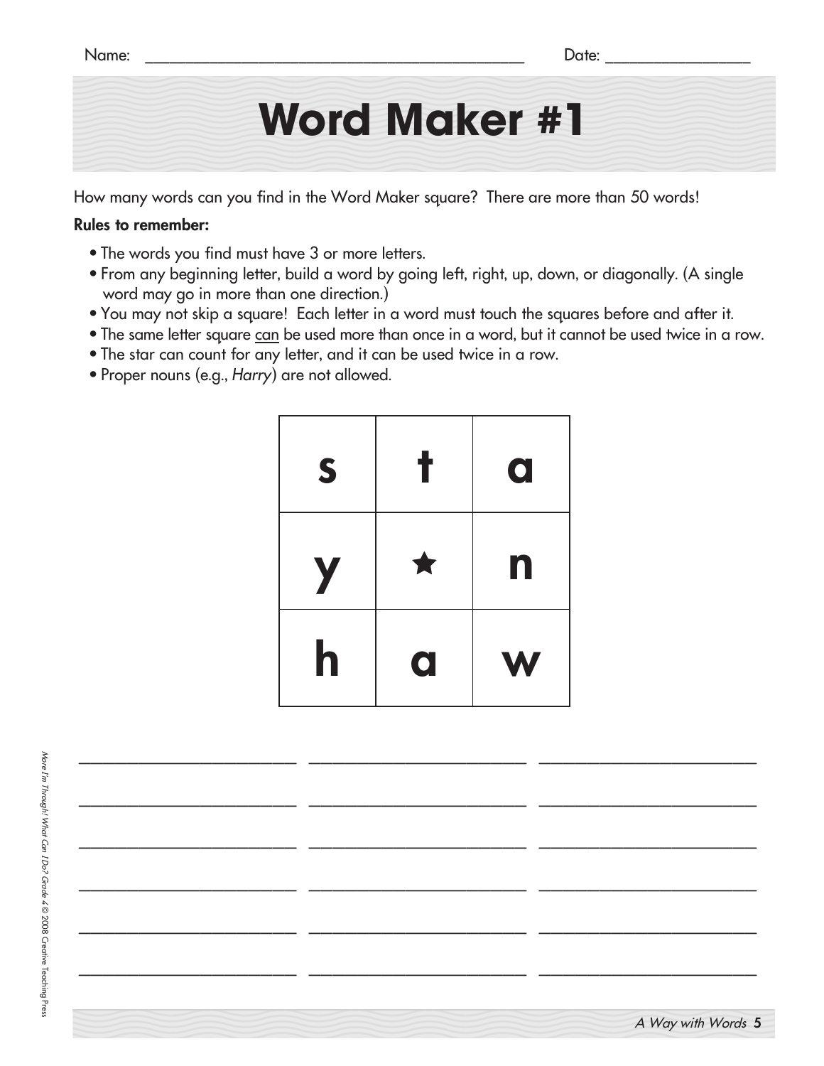Name: ______________________________ Date: ______________

# Word Maker #1

How many words can you find in the Word Maker square? There are more than 50 words!

**Rules to remember:**

- The words you find must have 3 or more letters.
- From any beginning letter, build a word by going left, right, up, down, or diagonally. (A single word may go in more than one direction.)
- You may not skip a square! Each letter in a word must touch the squares before and after it.
- The same letter square can be used more than once in a word, but it cannot be used twice in a row.
- The star can count for any letter, and it can be used twice in a row.
- Proper nouns (e.g., *Harry*) are not allowed.

| s | t | a |
|---|---|---|
| y | ★ | n |
| h | a | w |

______________________ ______________________ ______________________

______________________ ______________________ ______________________

______________________ ______________________ ______________________

______________________ ______________________ ______________________

______________________ ______________________ ______________________

______________________ ______________________ ______________________

*More I'm Through! What Can I Do? Grade 4* © 2008 Creative Teaching Press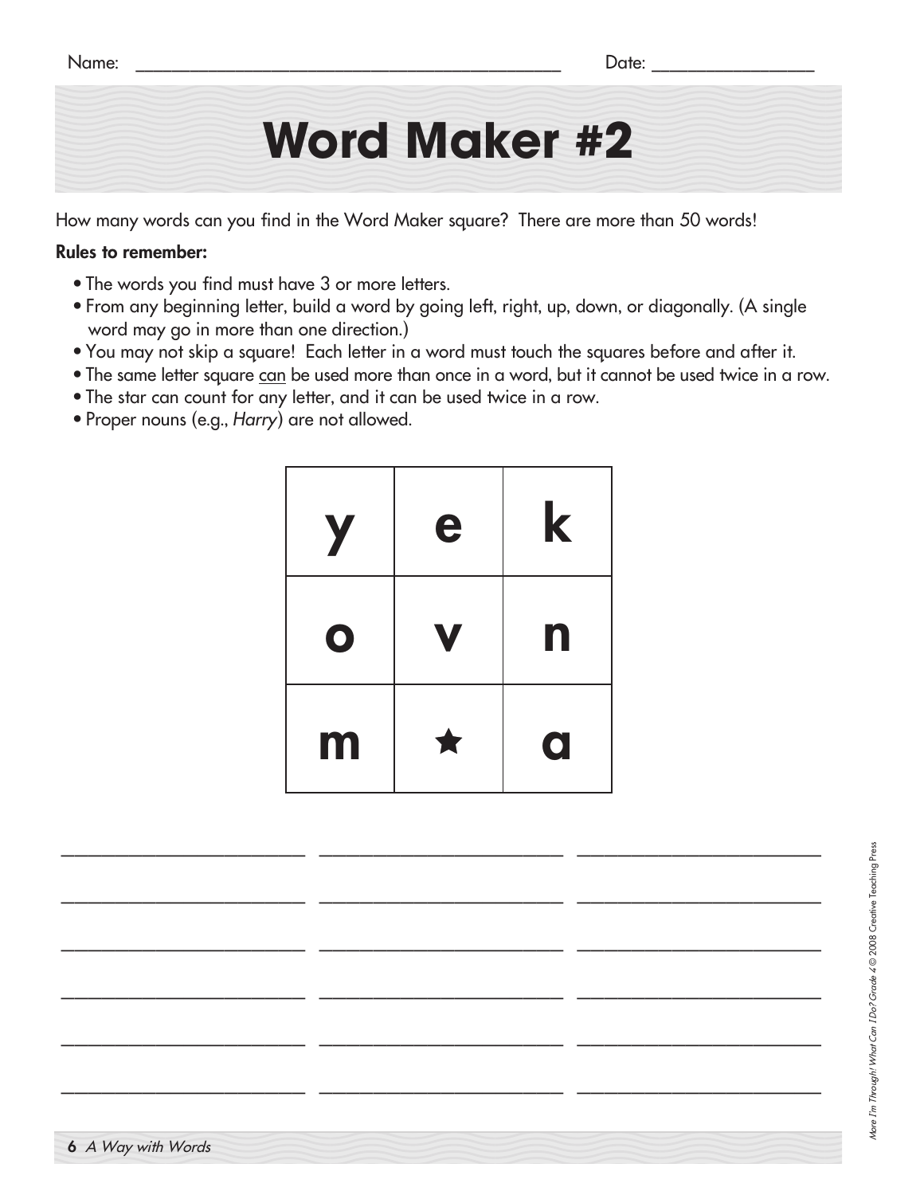Name: ______________________________ Date: ______________

# Word Maker #2

How many words can you find in the Word Maker square? There are more than 50 words!

**Rules to remember:**

- The words you find must have 3 or more letters.
- From any beginning letter, build a word by going left, right, up, down, or diagonally. (A single word may go in more than one direction.)
- You may not skip a square! Each letter in a word must touch the squares before and after it.
- The same letter square can be used more than once in a word, but it cannot be used twice in a row.
- The star can count for any letter, and it can be used twice in a row.
- Proper nouns (e.g., *Harry*) are not allowed.

| | | |
|---|---|---|
| y | e | k |
| o | v | n |
| m | ★ | a |

______________________ ______________________ ______________________

______________________ ______________________ ______________________

______________________ ______________________ ______________________

______________________ ______________________ ______________________

______________________ ______________________ ______________________

______________________ ______________________ ______________________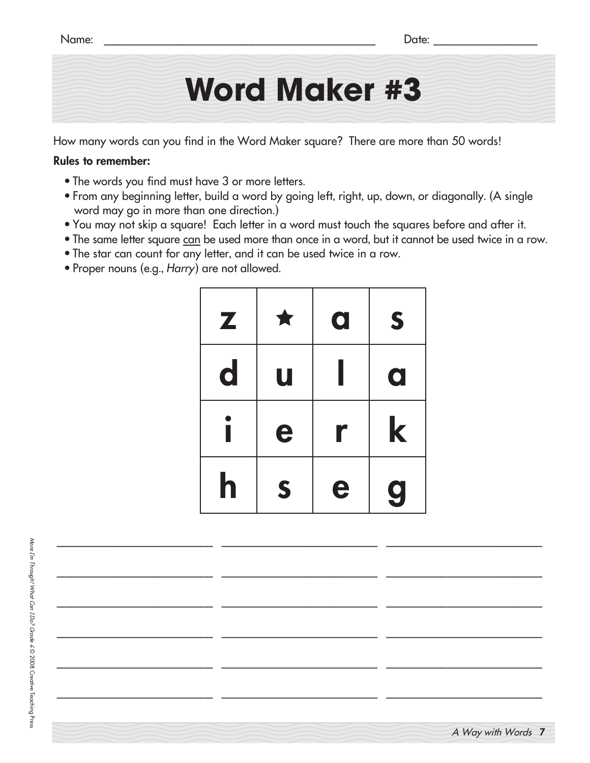Name: ______________________________ Date: ______________

# Word Maker #3

How many words can you find in the Word Maker square? There are more than 50 words!

**Rules to remember:**

- The words you find must have 3 or more letters.
- From any beginning letter, build a word by going left, right, up, down, or diagonally. (A single word may go in more than one direction.)
- You may not skip a square! Each letter in a word must touch the squares before and after it.
- The same letter square can be used more than once in a word, but it cannot be used twice in a row.
- The star can count for any letter, and it can be used twice in a row.
- Proper nouns (e.g., *Harry*) are not allowed.

| | | | |
|---|---|---|---|
| z | ★ | a | s |
| d | u | l | a |
| i | e | r | k |
| h | s | e | g |

______________________ ______________________ ______________________

______________________ ______________________ ______________________

______________________ ______________________ ______________________

______________________ ______________________ ______________________

______________________ ______________________ ______________________

______________________ ______________________ ______________________

*More I'm Through! What Can I Do? Grade 4* © 2008 Creative Teaching Press

*A Way with Words*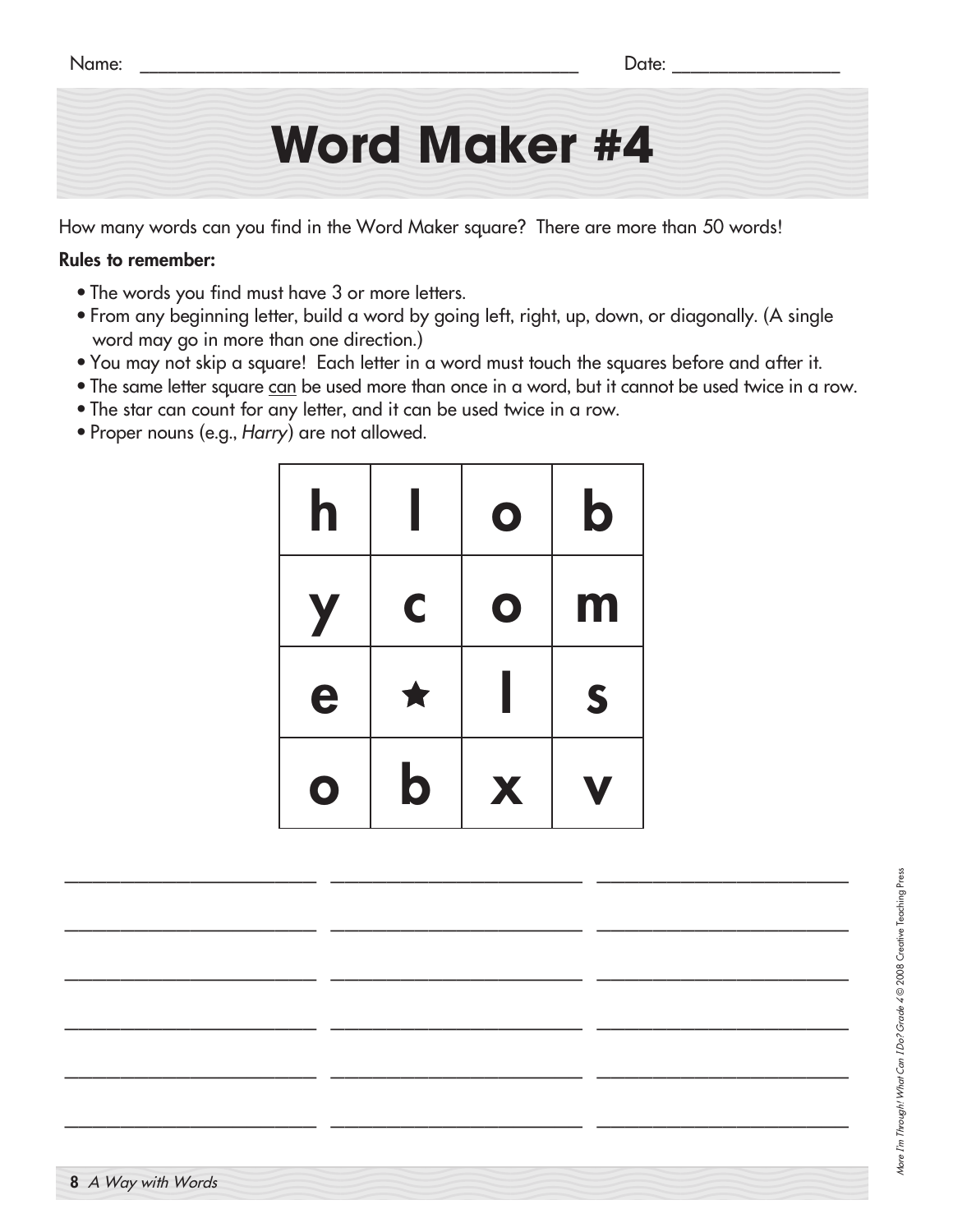Name: ____________________________________________ Date: ________________

# Word Maker #4

How many words can you find in the Word Maker square? There are more than 50 words!

**Rules to remember:**

- The words you find must have 3 or more letters.
- From any beginning letter, build a word by going left, right, up, down, or diagonally. (A single word may go in more than one direction.)
- You may not skip a square! Each letter in a word must touch the squares before and after it.
- The same letter square can be used more than once in a word, but it cannot be used twice in a row.
- The star can count for any letter, and it can be used twice in a row.
- Proper nouns (e.g., *Harry*) are not allowed.

| | | | |
|---|---|---|---|
| h | l | o | b |
| y | c | o | m |
| e | ★ | l | s |
| o | b | x | v |

________________________ ________________________ ________________________

________________________ ________________________ ________________________

________________________ ________________________ ________________________

________________________ ________________________ ________________________

________________________ ________________________ ________________________

________________________ ________________________ ________________________

*More I'm Through! What Can I Do? Grade 4* © 2008 Creative Teaching Press